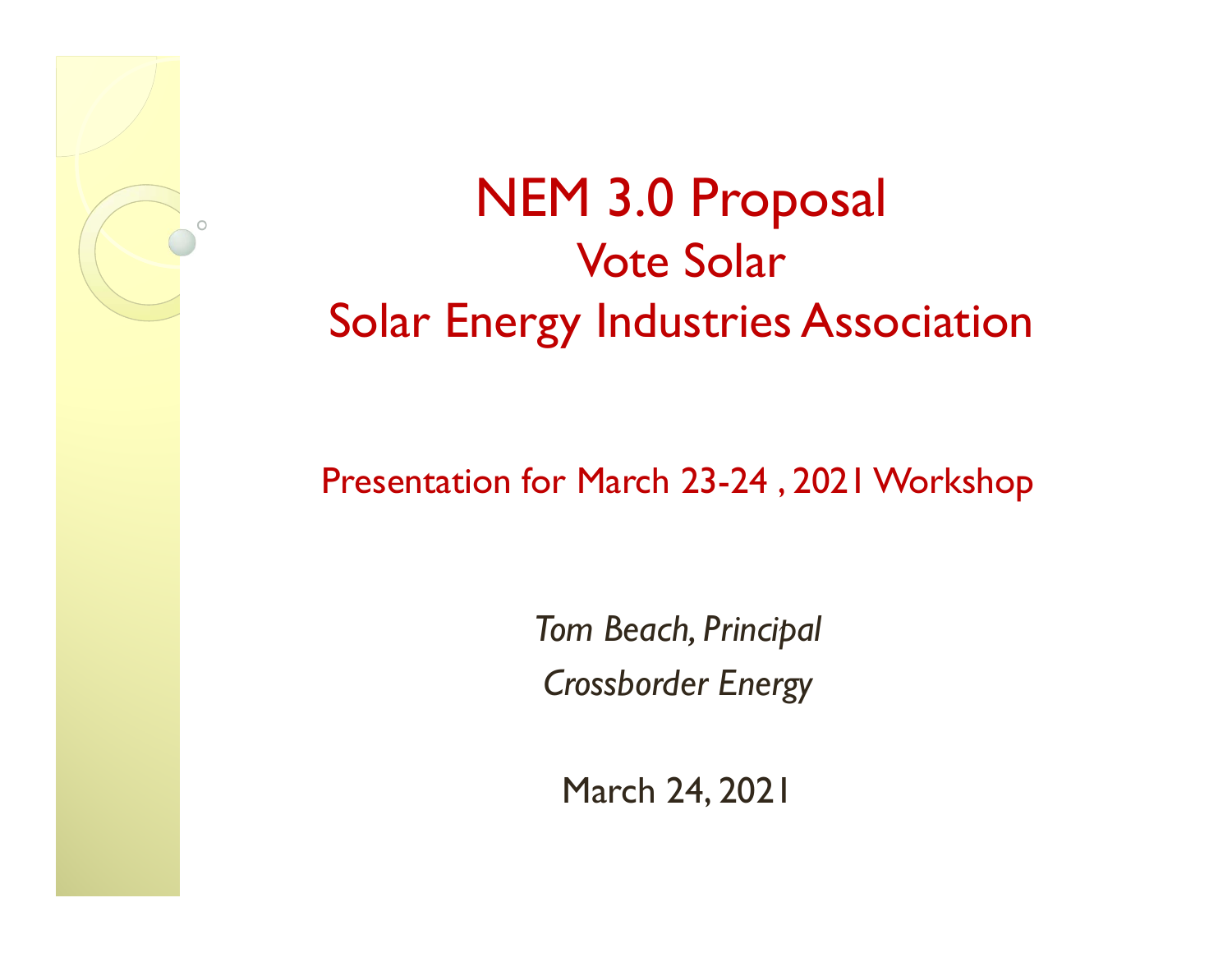# NEM 3.0 Proposal

## Vote Solar

## Solar Energy Industries Association

Presentation for March 23-24 , 2021 Workshop

*Tom Beach, Principal*

*Crossborder Energy*

March 24, 2021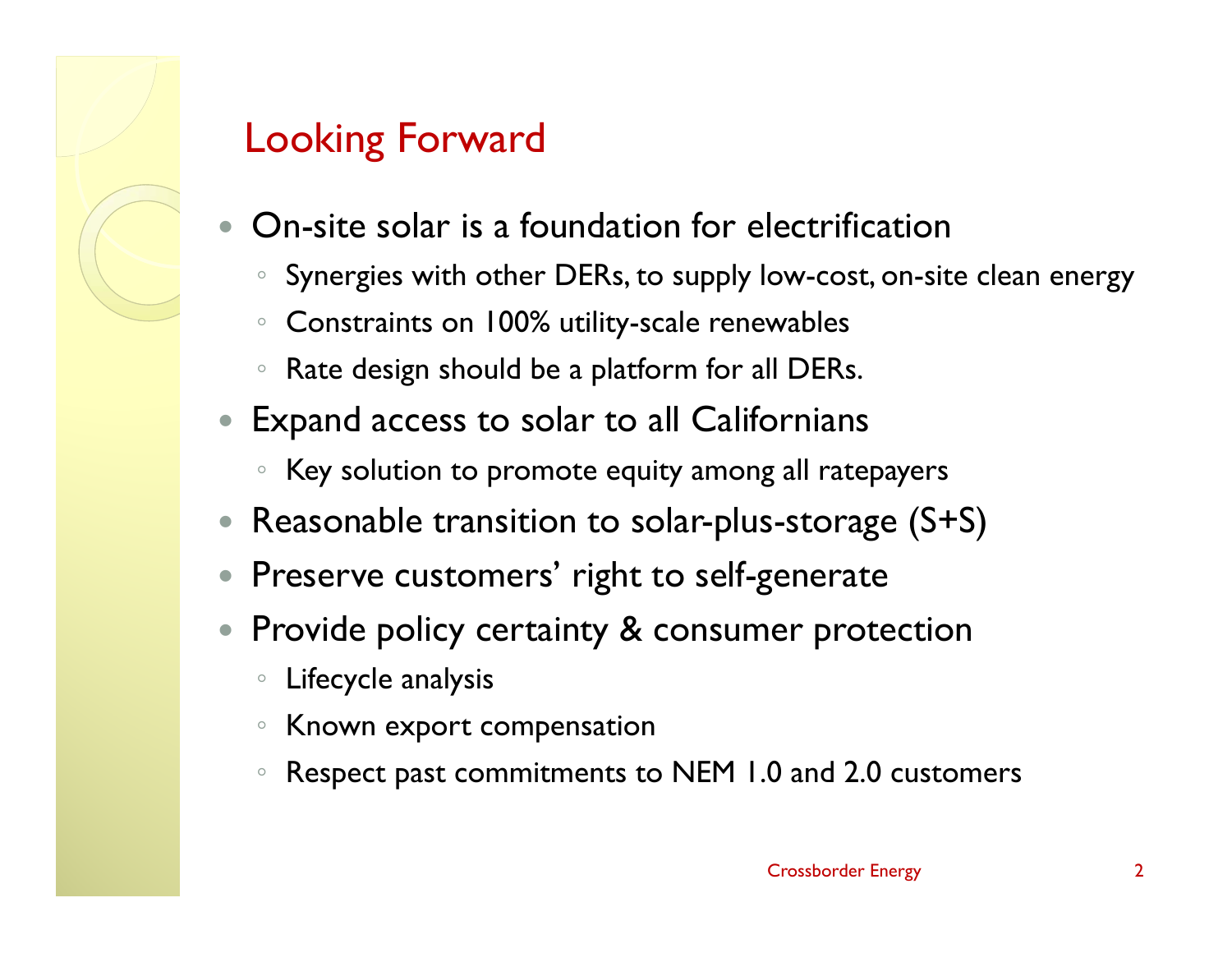# Looking Forward

- On-site solar is a foundation for electrification
  - Synergies with other DERs, to supply low-cost, on-site clean energy
  - Constraints on 100% utility-scale renewables
  - Rate design should be a platform for all DERs.
- Expand access to solar to all Californians
  - Key solution to promote equity among all ratepayers
- Reasonable transition to solar-plus-storage (S+S)
- Preserve customers' right to self-generate
- Provide policy certainty & consumer protection
  - Lifecycle analysis
  - Known export compensation
  - Respect past commitments to NEM 1.0 and 2.0 customers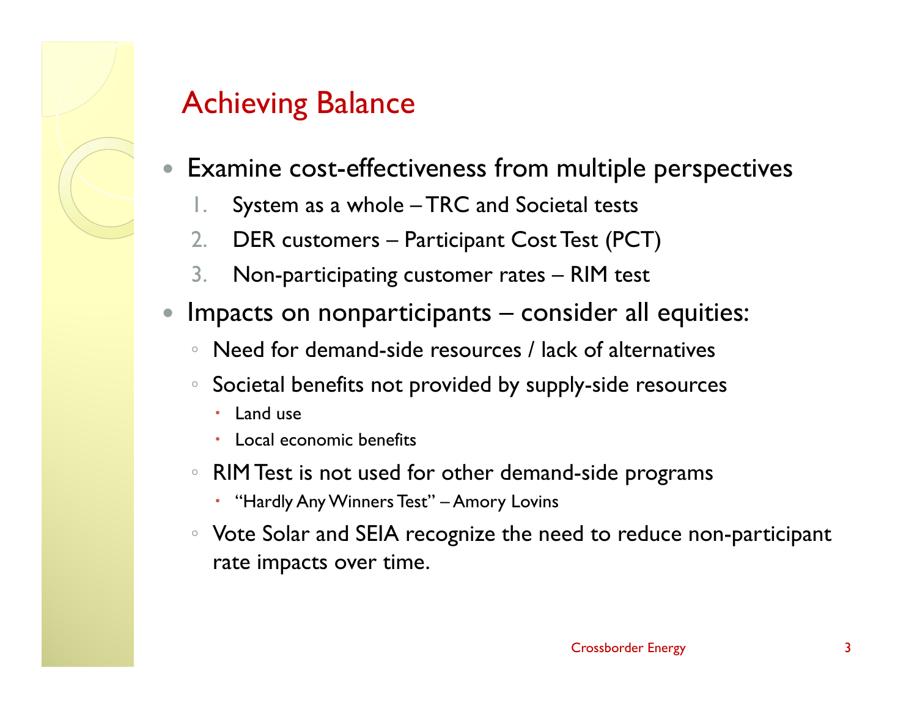# Achieving Balance

- Examine cost-effectiveness from multiple perspectives
  1. System as a whole – TRC and Societal tests
  2. DER customers – Participant Cost Test (PCT)
  3. Non-participating customer rates – RIM test
- Impacts on nonparticipants – consider all equities:
  - Need for demand-side resources / lack of alternatives
  - Societal benefits not provided by supply-side resources
    - Land use
    - Local economic benefits
  - RIM Test is not used for other demand-side programs
    - "Hardly Any Winners Test" – Amory Lovins
  - Vote Solar and SEIA recognize the need to reduce non-participant rate impacts over time.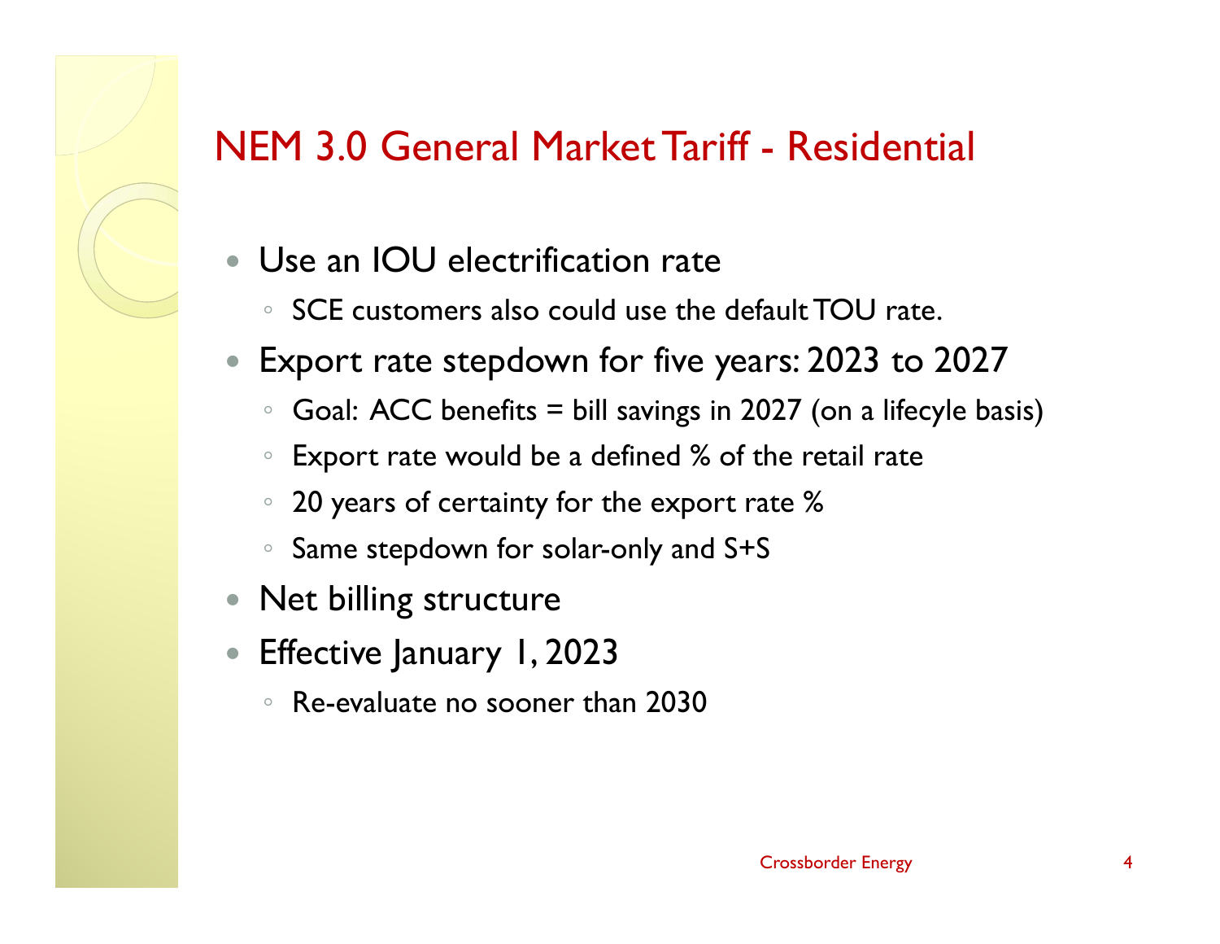# NEM 3.0 General Market Tariff - Residential

- Use an IOU electrification rate
  - SCE customers also could use the default TOU rate.
- Export rate stepdown for five years: 2023 to 2027
  - Goal: ACC benefits = bill savings in 2027 (on a lifecyle basis)
  - Export rate would be a defined % of the retail rate
  - 20 years of certainty for the export rate %
  - Same stepdown for solar-only and S+S
- Net billing structure
- Effective January 1, 2023
  - Re-evaluate no sooner than 2030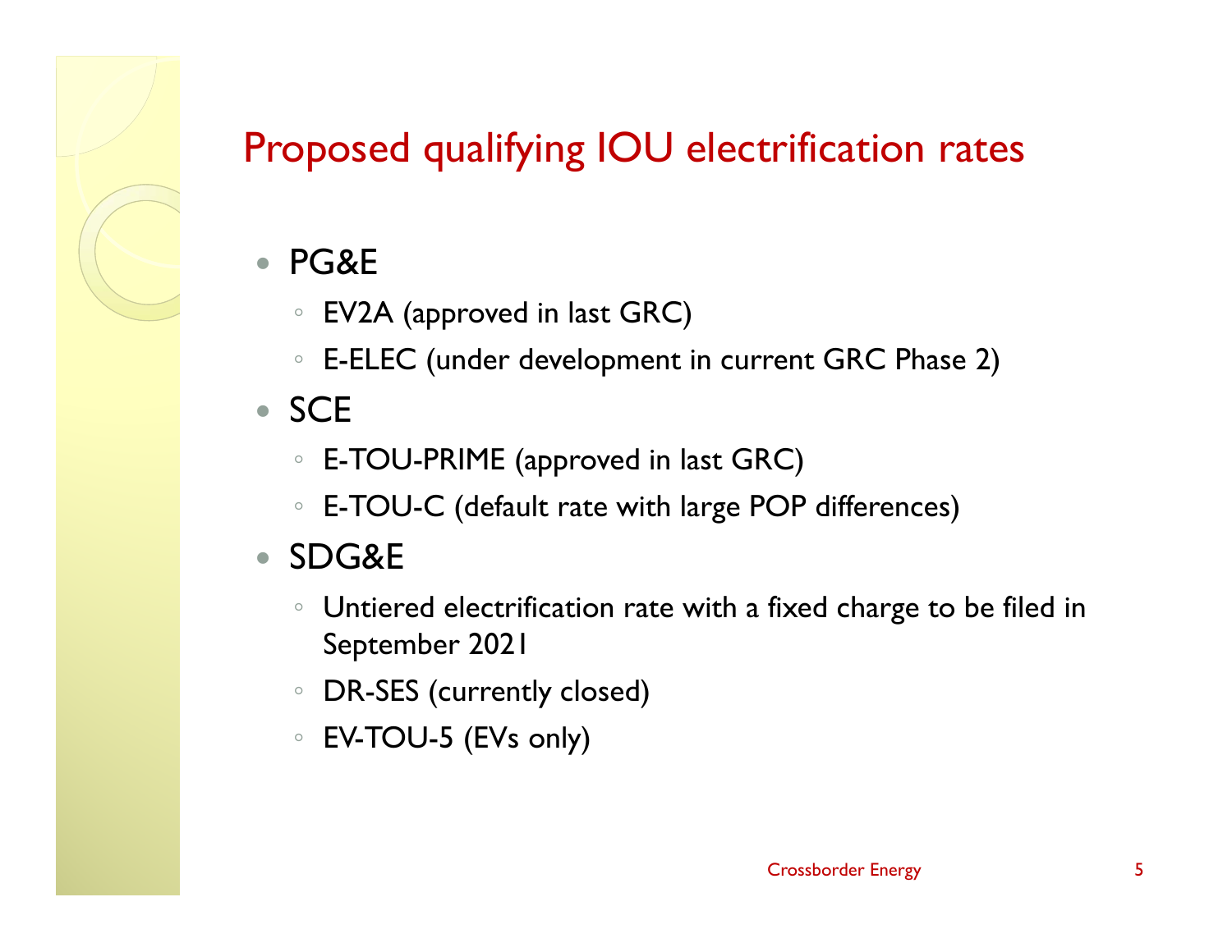# Proposed qualifying IOU electrification rates

- PG&E
  - EV2A (approved in last GRC)
  - E-ELEC (under development in current GRC Phase 2)
- SCE
  - E-TOU-PRIME (approved in last GRC)
  - E-TOU-C (default rate with large POP differences)
- SDG&E
  - Untiered electrification rate with a fixed charge to be filed in September 2021
  - DR-SES (currently closed)
  - EV-TOU-5 (EVs only)

Crossborder Energy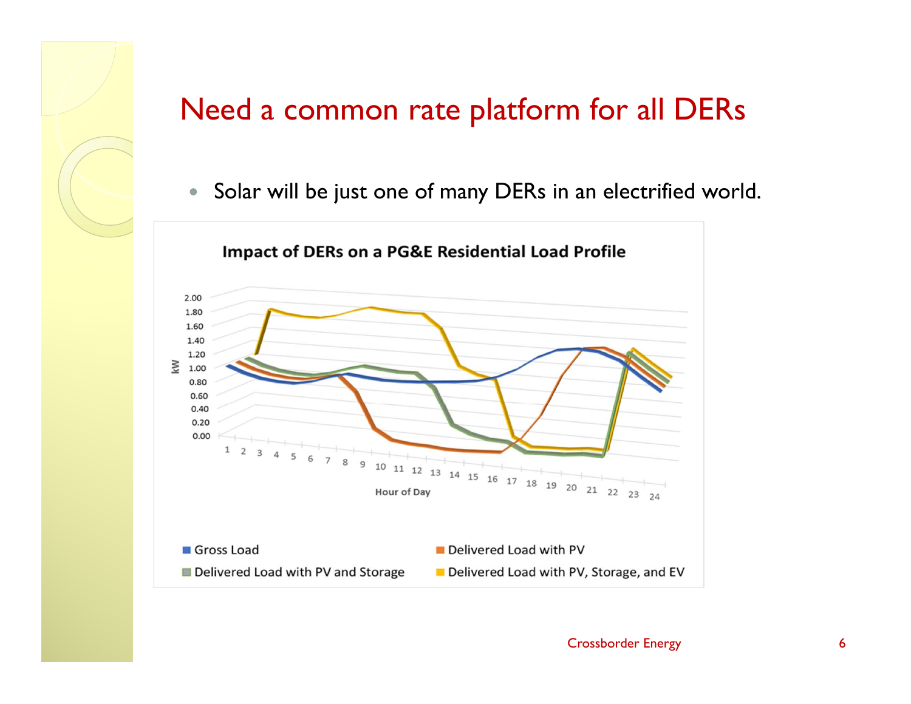# Need a common rate platform for all DERs

- Solar will be just one of many DERs in an electrified world.

**Impact of DERs on a PG&E Residential Load Profile**

kW: 2.00, 1.80, 1.60, 1.40, 1.20, 1.00, 0.80, 0.60, 0.40, 0.20, 0.00

Hour of Day: 1 2 3 4 5 6 7 8 9 10 11 12 13 14 15 16 17 18 19 20 21 22 23 24

- Gross Load
- Delivered Load with PV
- Delivered Load with PV and Storage
- Delivered Load with PV, Storage, and EV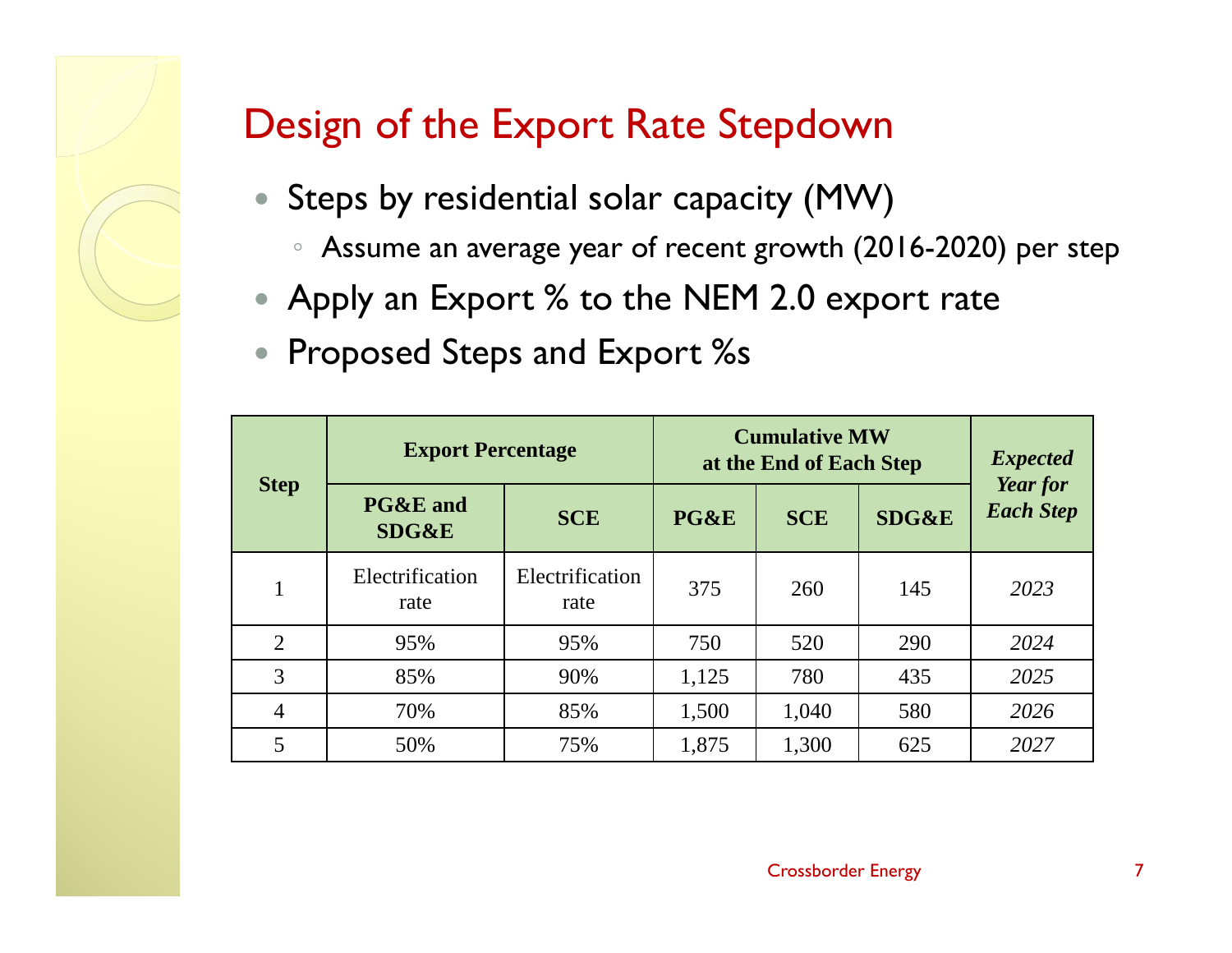# Design of the Export Rate Stepdown

- Steps by residential solar capacity (MW)
  - Assume an average year of recent growth (2016-2020) per step
- Apply an Export % to the NEM 2.0 export rate
- Proposed Steps and Export %s

| Step | Export Percentage | | Cumulative MW at the End of Each Step | | | *Expected Year for Each Step* |
|---|---|---|---|---|---|---|
| | PG&E and SDG&E | SCE | PG&E | SCE | SDG&E | |
| 1 | Electrification rate | Electrification rate | 375 | 260 | 145 | *2023* |
| 2 | 95% | 95% | 750 | 520 | 290 | *2024* |
| 3 | 85% | 90% | 1,125 | 780 | 435 | *2025* |
| 4 | 70% | 85% | 1,500 | 1,040 | 580 | *2026* |
| 5 | 50% | 75% | 1,875 | 1,300 | 625 | *2027* |

Crossborder Energy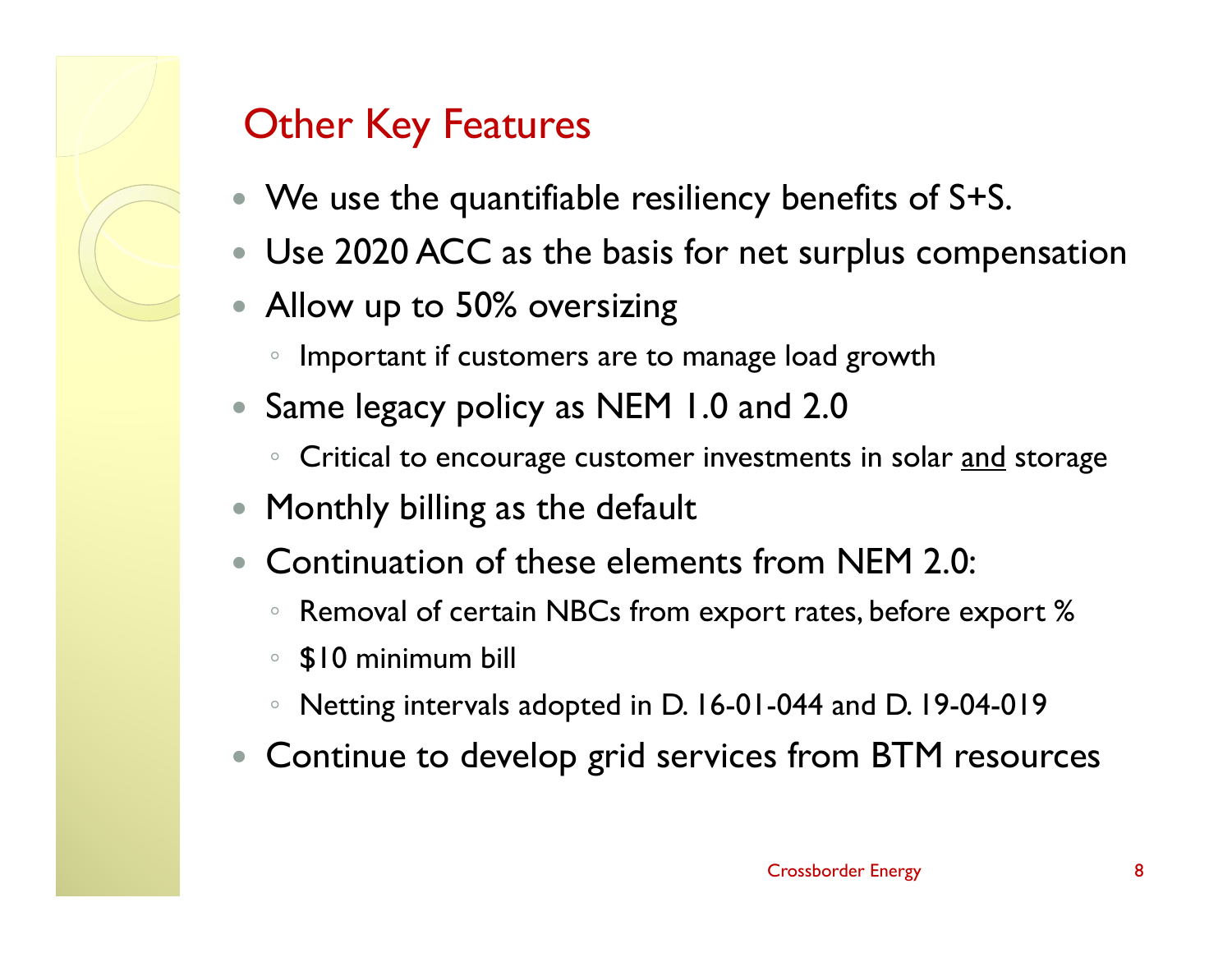# Other Key Features

- We use the quantifiable resiliency benefits of S+S.
- Use 2020 ACC as the basis for net surplus compensation
- Allow up to 50% oversizing
  - Important if customers are to manage load growth
- Same legacy policy as NEM 1.0 and 2.0
  - Critical to encourage customer investments in solar <u>and</u> storage
- Monthly billing as the default
- Continuation of these elements from NEM 2.0:
  - Removal of certain NBCs from export rates, before export %
  - $10 minimum bill
  - Netting intervals adopted in D. 16-01-044 and D. 19-04-019
- Continue to develop grid services from BTM resources

Crossborder Energy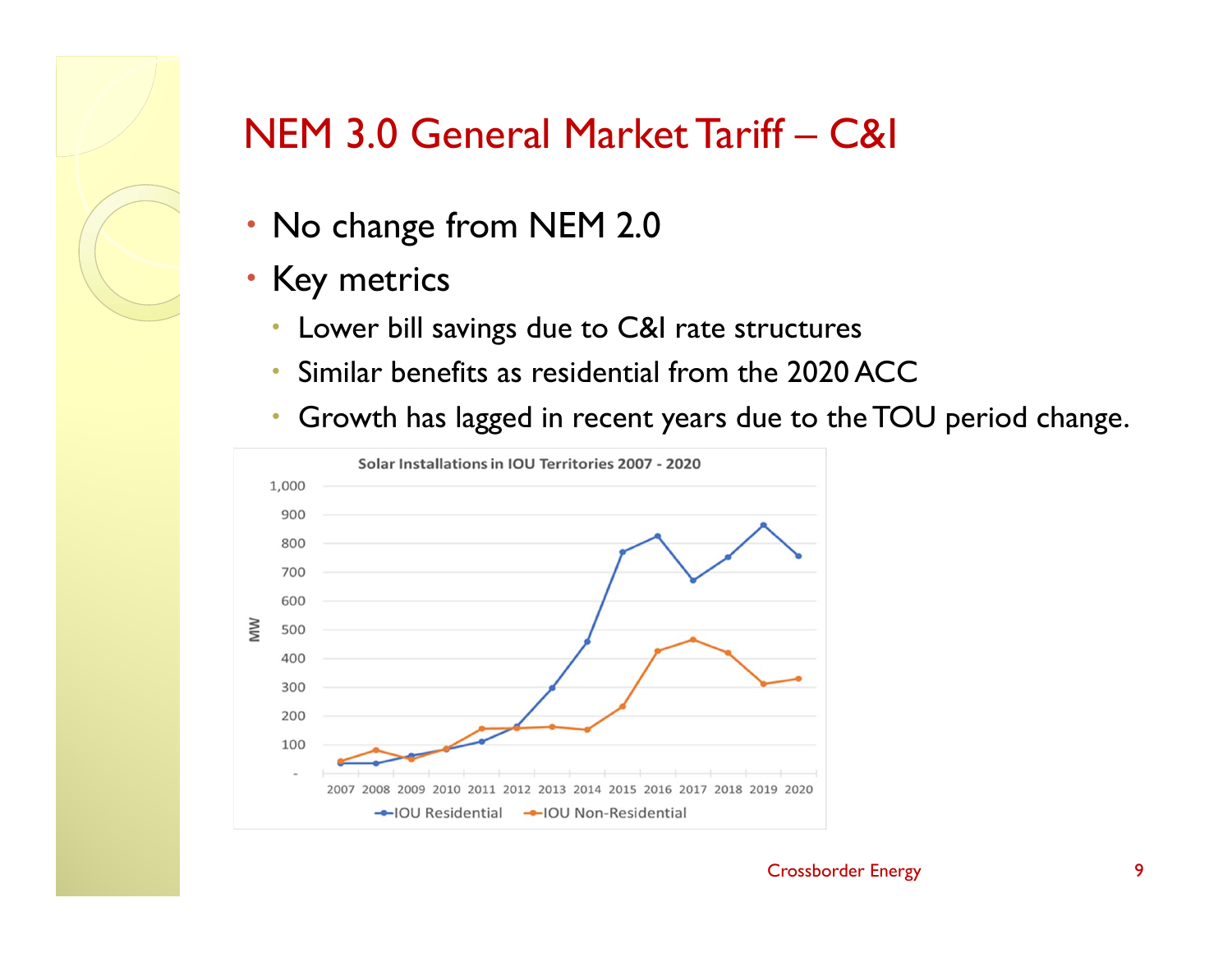# NEM 3.0 General Market Tariff – C&I

- No change from NEM 2.0
- Key metrics
  - Lower bill savings due to C&I rate structures
  - Similar benefits as residential from the 2020 ACC
  - Growth has lagged in recent years due to the TOU period change.

Solar Installations in IOU Territories 2007 - 2020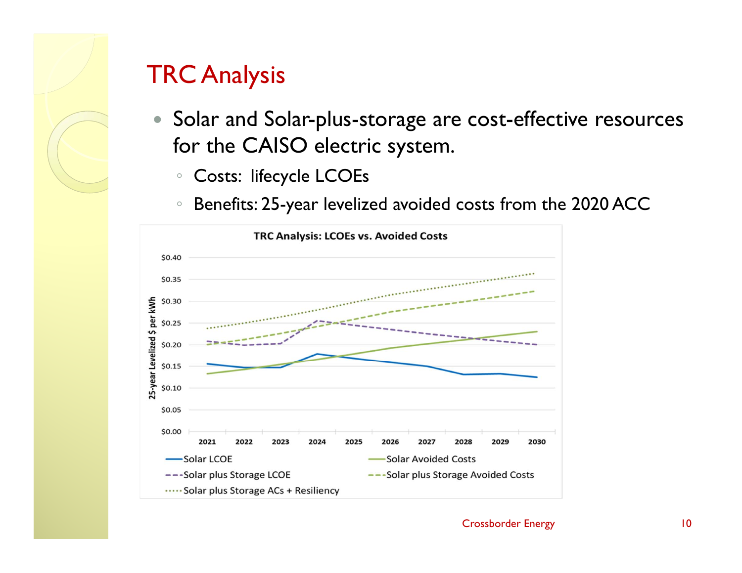# TRC Analysis

- Solar and Solar-plus-storage are cost-effective resources for the CAISO electric system.
  - Costs: lifecycle LCOEs
  - Benefits: 25-year levelized avoided costs from the 2020 ACC

**TRC Analysis: LCOEs vs. Avoided Costs**

25-year Levelized $ per kWh

$0.40, $0.35, $0.30, $0.25, $0.20, $0.15, $0.10, $0.05, $0.00

2021, 2022, 2023, 2024, 2025, 2026, 2027, 2028, 2029, 2030

- Solar LCOE
- Solar Avoided Costs
- Solar plus Storage LCOE
- Solar plus Storage Avoided Costs
- Solar plus Storage ACs + Resiliency

Crossborder Energy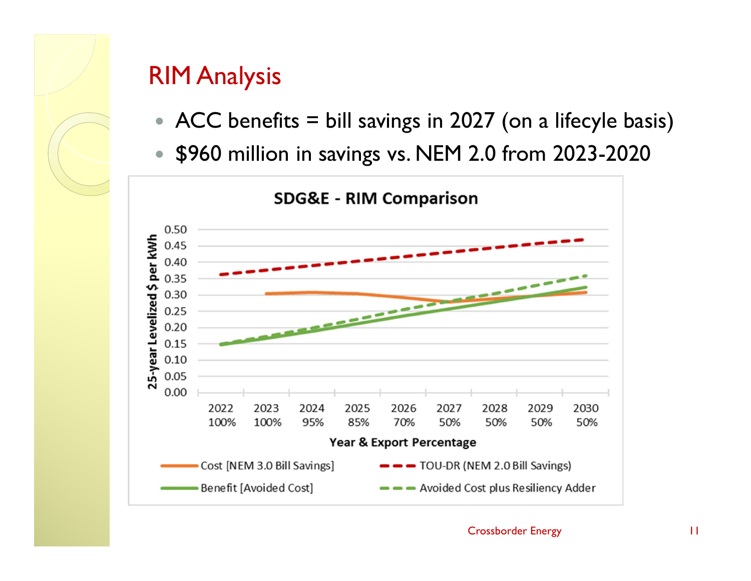# RIM Analysis

- ACC benefits = bill savings in 2027 (on a lifecyle basis)
- $960 million in savings vs. NEM 2.0 from 2023-2020

**SDG&E - RIM Comparison**

25-year Levelized $ per kWh

| Year & Export Percentage | 2022 100% | 2023 100% | 2024 95% | 2025 85% | 2026 70% | 2027 50% | 2028 50% | 2029 50% | 2030 50% |
|---|---|---|---|---|---|---|---|---|---|

Legend:
- Cost [NEM 3.0 Bill Savings]
- TOU-DR (NEM 2.0 Bill Savings)
- Benefit [Avoided Cost]
- Avoided Cost plus Resiliency Adder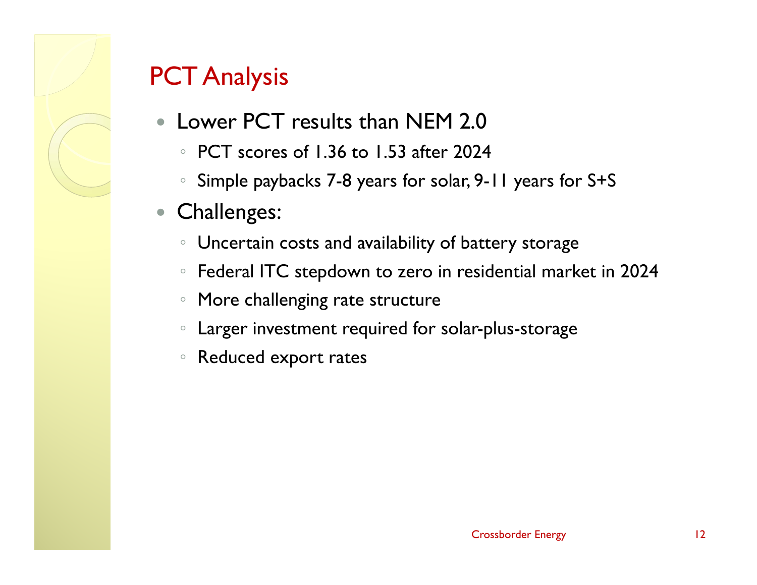# PCT Analysis

- Lower PCT results than NEM 2.0
  - PCT scores of 1.36 to 1.53 after 2024
  - Simple paybacks 7-8 years for solar, 9-11 years for S+S
- Challenges:
  - Uncertain costs and availability of battery storage
  - Federal ITC stepdown to zero in residential market in 2024
  - More challenging rate structure
  - Larger investment required for solar-plus-storage
  - Reduced export rates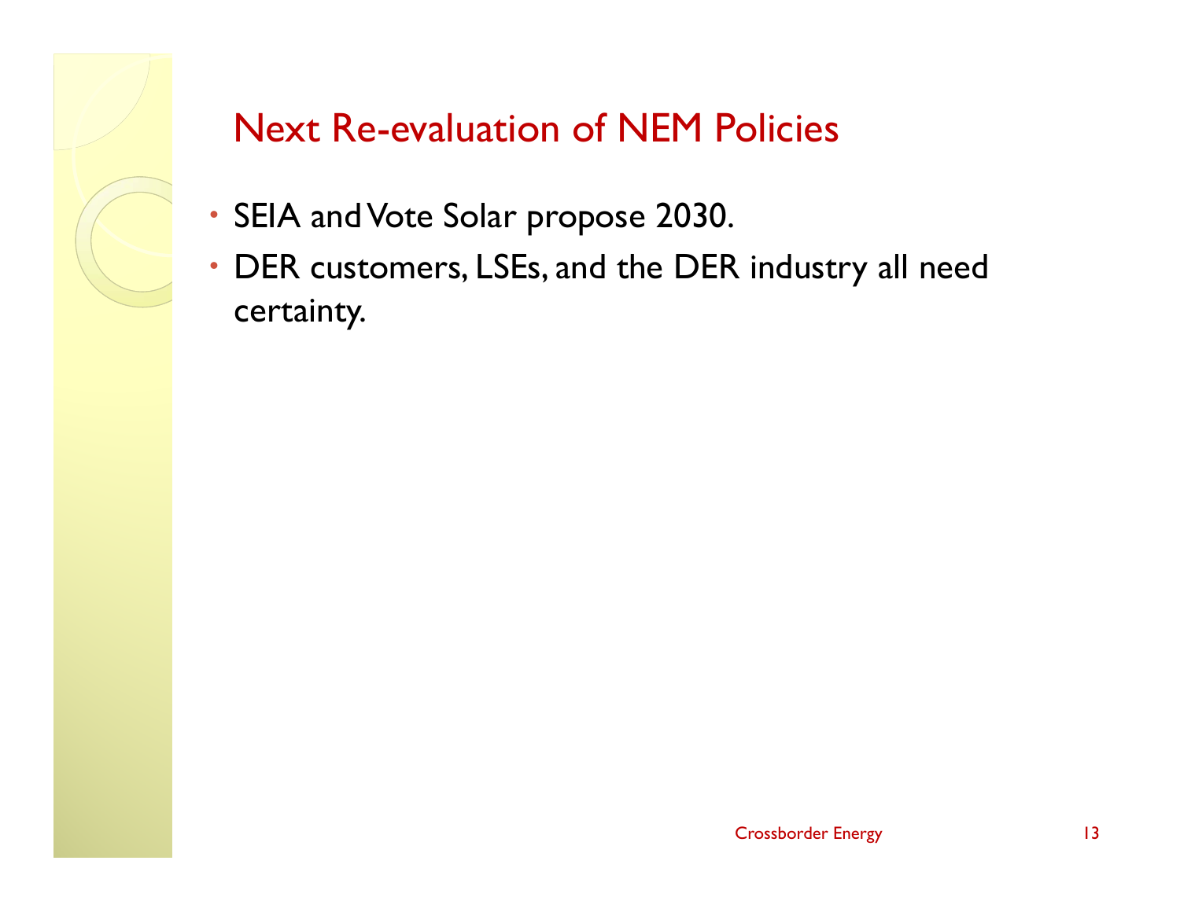# Next Re-evaluation of NEM Policies

- SEIA and Vote Solar propose 2030.
- DER customers, LSEs, and the DER industry all need certainty.